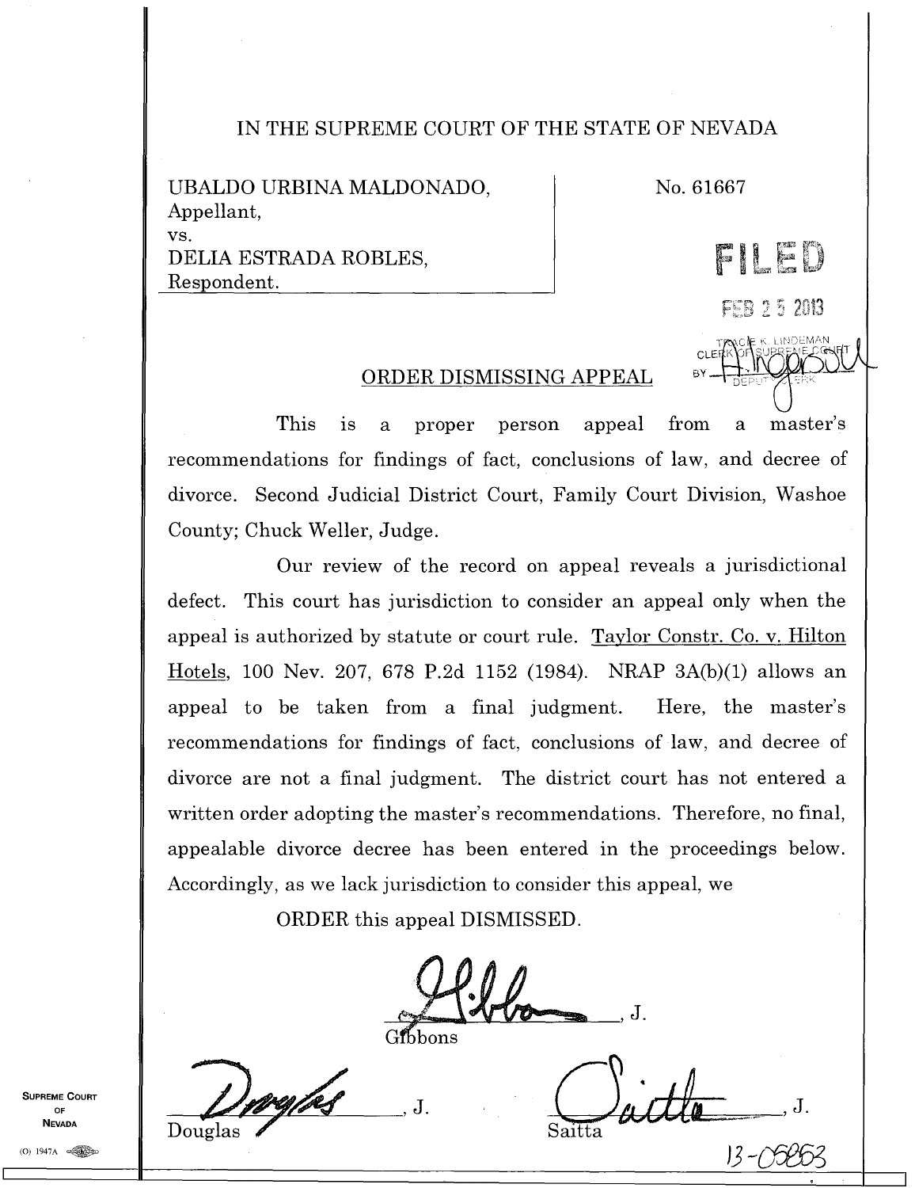IN THE SUPREME COURT OF THE STATE OF NEVADA

UBALDO URBINA MALDONADO,
Appellant,
vs.
DELIA ESTRADA ROBLES,
Respondent.

No. 61667

FILED

FEB 25 2013

TRACIE K. LINDEMAN
CLERK OF SUPREME COURT
BY DEPUTY CLERK

## ORDER DISMISSING APPEAL

This is a proper person appeal from a master's recommendations for findings of fact, conclusions of law, and decree of divorce. Second Judicial District Court, Family Court Division, Washoe County; Chuck Weller, Judge.

Our review of the record on appeal reveals a jurisdictional defect. This court has jurisdiction to consider an appeal only when the appeal is authorized by statute or court rule. Taylor Constr. Co. v. Hilton Hotels, 100 Nev. 207, 678 P.2d 1152 (1984). NRAP 3A(b)(1) allows an appeal to be taken from a final judgment. Here, the master's recommendations for findings of fact, conclusions of law, and decree of divorce are not a final judgment. The district court has not entered a written order adopting the master's recommendations. Therefore, no final, appealable divorce decree has been entered in the proceedings below. Accordingly, as we lack jurisdiction to consider this appeal, we

ORDER this appeal DISMISSED.

_________________, J.
Gibbons

_________________, J.
Douglas

_________________, J.
Saitta

13-05853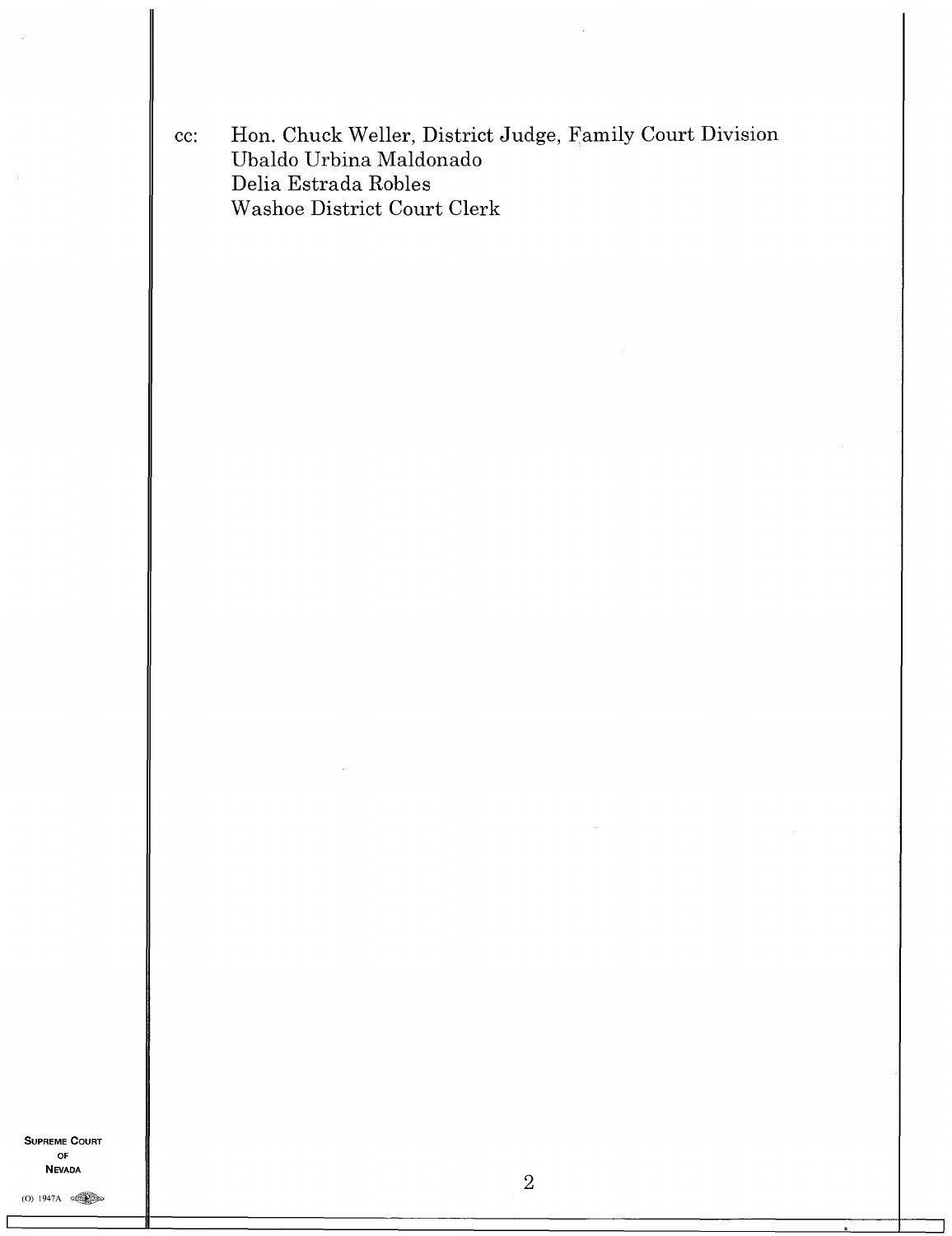cc: Hon. Chuck Weller, District Judge, Family Court Division
Ubaldo Urbina Maldonado
Delia Estrada Robles
Washoe District Court Clerk